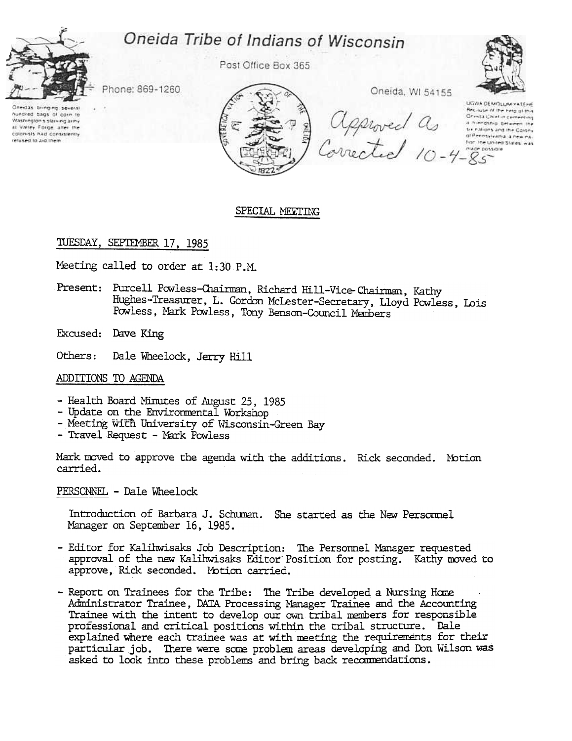# Oneida Tribe of Indians of Wisconsin

Post Office Box 365

Phone: 869-1260

Oneida, WI 54155

Oneidas bringing several hundred bags of corn to Washington's starving army at Valley Forge, after the colonists had consistently refused to aid them

UGWA DEMOLUM YATEHE
Because of the help of this Oneida Chief in cementing a friendship between the six nations and the Colony of Pennsylvania, a new nation, the United States, was made possible

Approved as Corrected 10-4-85

## SPECIAL MEETING

TUESDAY, SEPTEMBER 17, 1985

Meeting called to order at 1:30 P.M.

Present: Purcell Powless-Chairman, Richard Hill-Vice-Chairman, Kathy Hughes-Treasurer, L. Gordon McLester-Secretary, Lloyd Powless, Lois Powless, Mark Powless, Tony Benson-Council Members

Excused: Dave King

Others: Dale Wheelock, Jerry Hill

ADDITIONS TO AGENDA

- Health Board Minutes of August 25, 1985
- Update on the Environmental Workshop
- Meeting with University of Wisconsin-Green Bay
- Travel Request - Mark Powless

Mark moved to approve the agenda with the additions. Rick seconded. Motion carried.

PERSONNEL - Dale Wheelock

Introduction of Barbara J. Schuman. She started as the New Personnel Manager on September 16, 1985.

- Editor for Kalihwisaks Job Description: The Personnel Manager requested approval of the new Kalihwisaks Editor Position for posting. Kathy moved to approve, Rick seconded. Motion carried.

- Report on Trainees for the Tribe: The Tribe developed a Nursing Home Administrator Trainee, DATA Processing Manager Trainee and the Accounting Trainee with the intent to develop our own tribal members for responsible professional and critical positions within the tribal structure. Dale explained where each trainee was at with meeting the requirements for their particular job. There were some problem areas developing and Don Wilson was asked to look into these problems and bring back recommendations.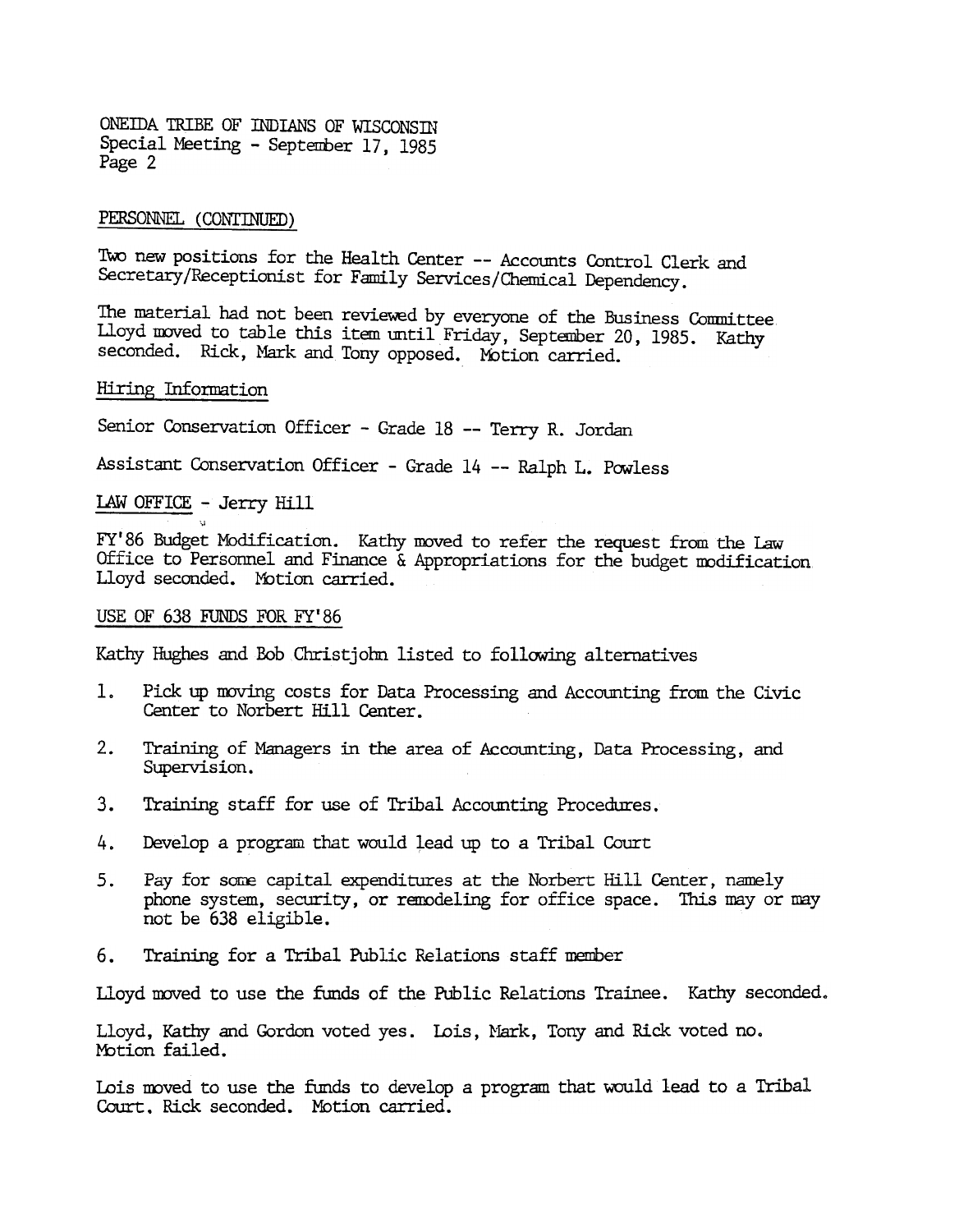## PERSONNEL (CONTINUED)

Two new positions for the Health Center -- Accounts Control Clerk and Secretary/Receptionist for Family Services/Chemical Dependency.

The material had not been reviewed by everyone of the Business Committee. Lloyd moved to table this item until Friday, September 20, 1985. Kathy seconded. Rick, Mark and Tony opposed. Motion carried.

### Hiring Information

Senior Conservation Officer - Grade 18 -- Terry R. Jordan

Assistant Conservation Officer - Grade 14 -- Ralph L. Powless

## LAW OFFICE - Jerry Hill

FY'86 Budget Modification. Kathy moved to refer the request from the Law Office to Personnel and Finance & Appropriations for the budget modification Lloyd seconded. Motion carried.

## USE OF 638 FUNDS FOR FY'86

Kathy Hughes and Bob Christjohn listed to following alternatives

1. Pick up moving costs for Data Processing and Accounting from the Civic Center to Norbert Hill Center.
2. Training of Managers in the area of Accounting, Data Processing, and Supervision.
3. Training staff for use of Tribal Accounting Procedures.
4. Develop a program that would lead up to a Tribal Court
5. Pay for some capital expenditures at the Norbert Hill Center, namely phone system, security, or remodeling for office space. This may or may not be 638 eligible.
6. Training for a Tribal Public Relations staff member

Lloyd moved to use the funds of the Public Relations Trainee. Kathy seconded.

Lloyd, Kathy and Gordon voted yes. Lois, Mark, Tony and Rick voted no. Motion failed.

Lois moved to use the funds to develop a program that would lead to a Tribal Court. Rick seconded. Motion carried.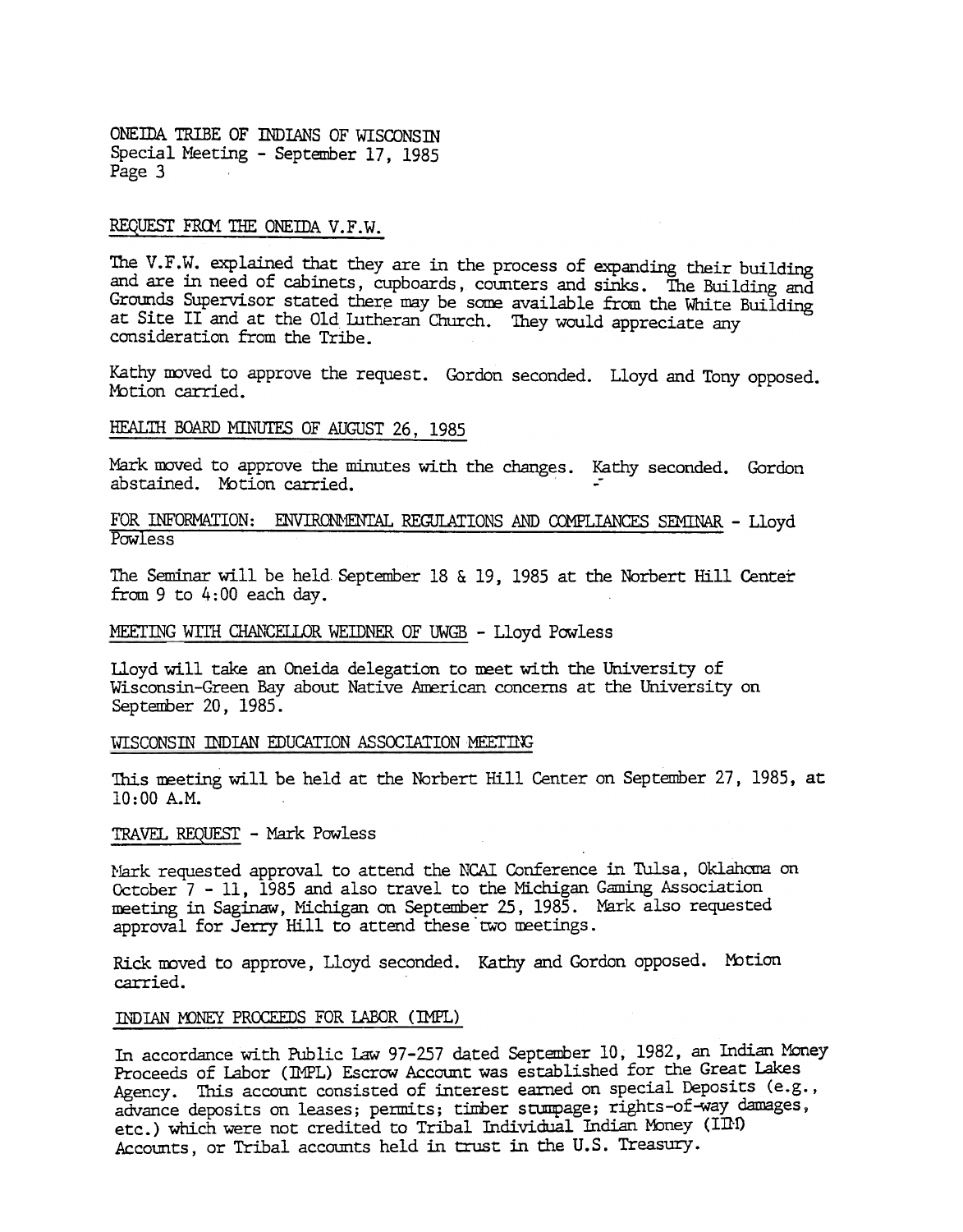ONEIDA TRIBE OF INDIANS OF WISCONSIN
Special Meeting - September 17, 1985
Page 3

REQUEST FROM THE ONEIDA V.F.W.

The V.F.W. explained that they are in the process of expanding their building and are in need of cabinets, cupboards, counters and sinks. The Building and Grounds Supervisor stated there may be some available from the White Building at Site II and at the Old Lutheran Church. They would appreciate any consideration from the Tribe.

Kathy moved to approve the request. Gordon seconded. Lloyd and Tony opposed. Motion carried.

HEALTH BOARD MINUTES OF AUGUST 26, 1985

Mark moved to approve the minutes with the changes. Kathy seconded. Gordon abstained. Motion carried.

FOR INFORMATION: ENVIRONMENTAL REGULATIONS AND COMPLIANCES SEMINAR - Lloyd Powless

The Seminar will be held September 18 & 19, 1985 at the Norbert Hill Center from 9 to 4:00 each day.

MEETING WITH CHANCELLOR WEIDNER OF UWGB - Lloyd Powless

Lloyd will take an Oneida delegation to meet with the University of Wisconsin-Green Bay about Native American concerns at the University on September 20, 1985.

WISCONSIN INDIAN EDUCATION ASSOCIATION MEETING

This meeting will be held at the Norbert Hill Center on September 27, 1985, at 10:00 A.M.

TRAVEL REQUEST - Mark Powless

Mark requested approval to attend the NCAI Conference in Tulsa, Oklahoma on October 7 - 11, 1985 and also travel to the Michigan Gaming Association meeting in Saginaw, Michigan on September 25, 1985. Mark also requested approval for Jerry Hill to attend these two meetings.

Rick moved to approve, Lloyd seconded. Kathy and Gordon opposed. Motion carried.

INDIAN MONEY PROCEEDS FOR LABOR (IMPL)

In accordance with Public Law 97-257 dated September 10, 1982, an Indian Money Proceeds of Labor (IMPL) Escrow Account was established for the Great Lakes Agency. This account consisted of interest earned on special Deposits (e.g., advance deposits on leases; permits; timber stumpage; rights-of-way damages, etc.) which were not credited to Tribal Individual Indian Money (IIM) Accounts, or Tribal accounts held in trust in the U.S. Treasury.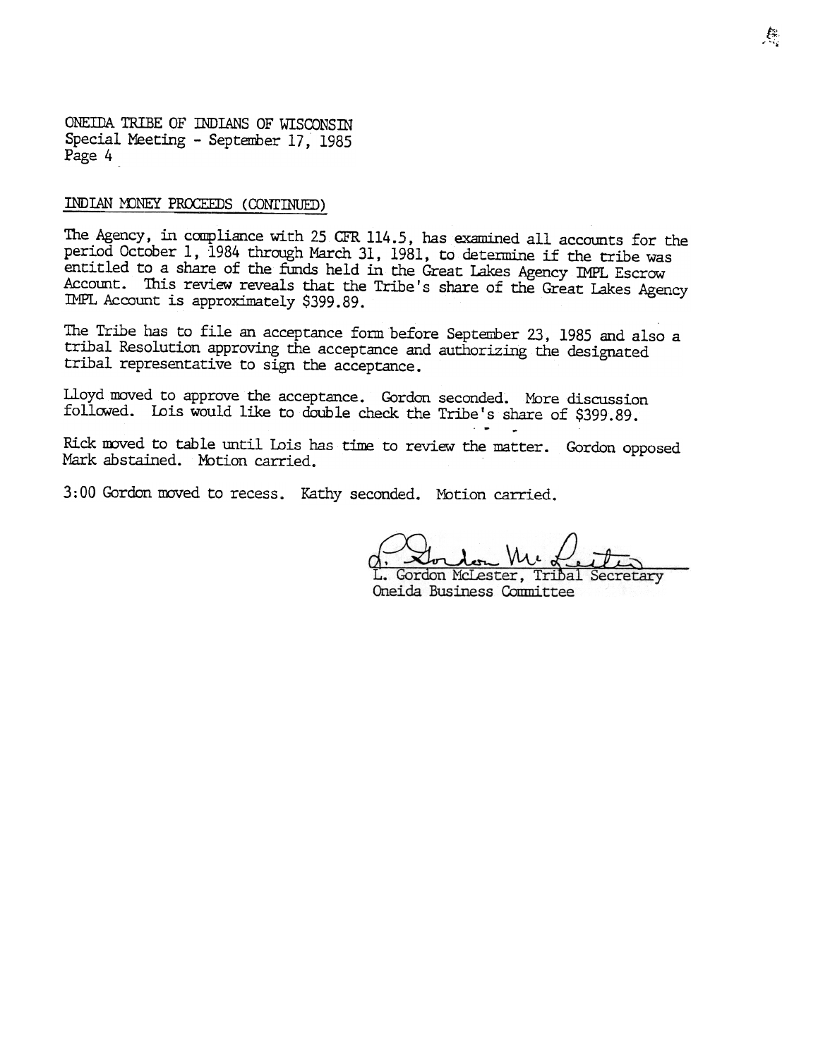ONEIDA TRIBE OF INDIANS OF WISCONSIN
Special Meeting - September 17, 1985
Page 4

INDIAN MONEY PROCEEDS (CONTINUED)

The Agency, in compliance with 25 CFR 114.5, has examined all accounts for the period October 1, 1984 through March 31, 1981, to determine if the tribe was entitled to a share of the funds held in the Great Lakes Agency IMPL Escrow Account. This review reveals that the Tribe's share of the Great Lakes Agency IMPL Account is approximately $399.89.

The Tribe has to file an acceptance form before September 23, 1985 and also a tribal Resolution approving the acceptance and authorizing the designated tribal representative to sign the acceptance.

Lloyd moved to approve the acceptance. Gordon seconded. More discussion followed. Lois would like to double check the Tribe's share of $399.89.

Rick moved to table until Lois has time to review the matter. Gordon opposed Mark abstained. Motion carried.

3:00 Gordon moved to recess. Kathy seconded. Motion carried.

L. Gordon McLester, Tribal Secretary
Oneida Business Committee